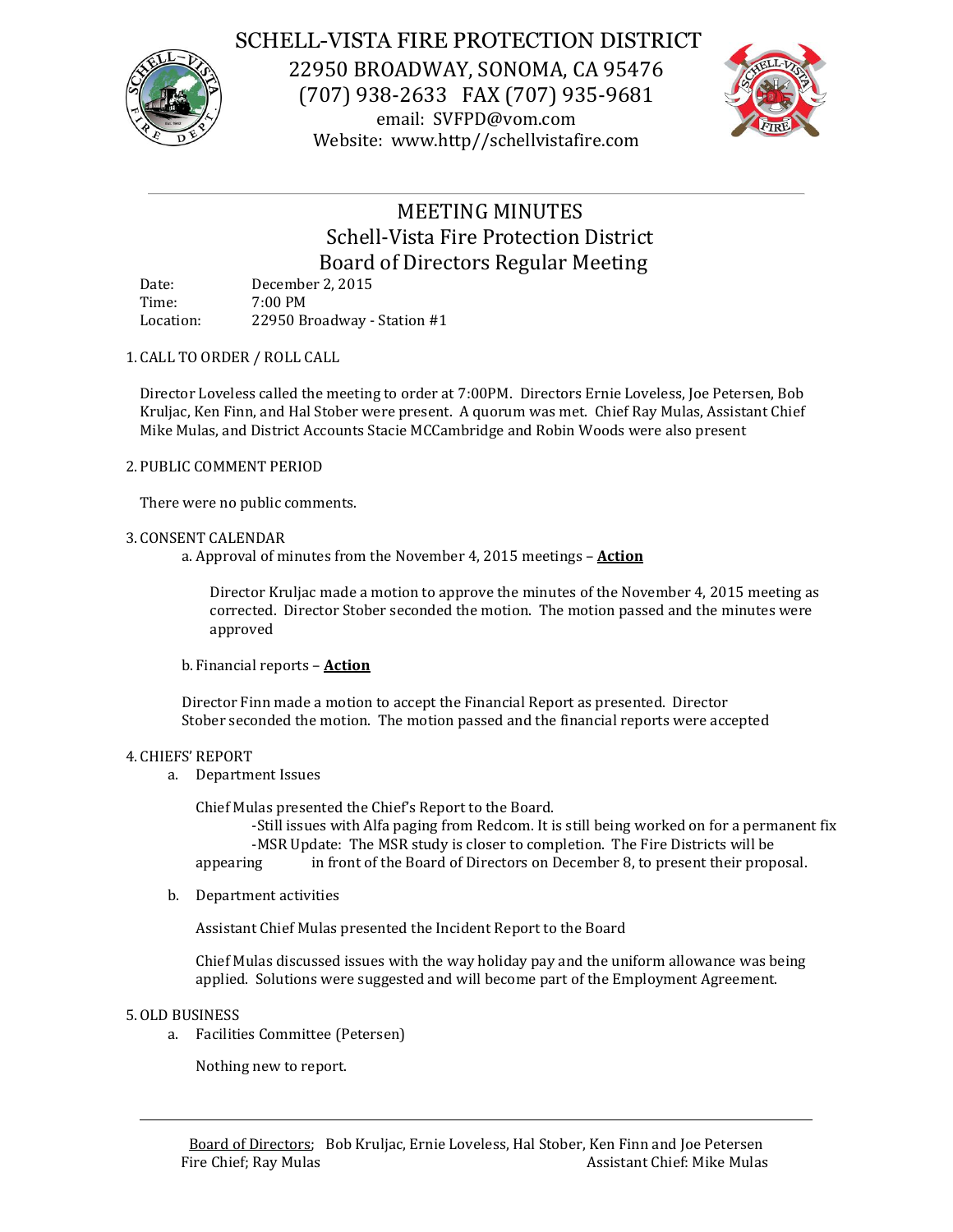# SCHELL-VISTA FIRE PROTECTION DISTRICT

22950 BROADWAY, SONOMA, CA 95476
(707) 938-2633 FAX (707) 935-9681
email: SVFPD@vom.com
Website: www.http//schellvistafire.com

## MEETING MINUTES
## Schell-Vista Fire Protection District
## Board of Directors Regular Meeting

Date: December 2, 2015
Time: 7:00 PM
Location: 22950 Broadway - Station #1

1. CALL TO ORDER / ROLL CALL

Director Loveless called the meeting to order at 7:00PM. Directors Ernie Loveless, Joe Petersen, Bob Kruljac, Ken Finn, and Hal Stober were present. A quorum was met. Chief Ray Mulas, Assistant Chief Mike Mulas, and District Accounts Stacie MCCambridge and Robin Woods were also present

2. PUBLIC COMMENT PERIOD

There were no public comments.

3. CONSENT CALENDAR

a. Approval of minutes from the November 4, 2015 meetings – **Action**

Director Kruljac made a motion to approve the minutes of the November 4, 2015 meeting as corrected. Director Stober seconded the motion. The motion passed and the minutes were approved

b. Financial reports – **Action**

Director Finn made a motion to accept the Financial Report as presented. Director Stober seconded the motion. The motion passed and the financial reports were accepted

4. CHIEFS' REPORT

a. Department Issues

Chief Mulas presented the Chief's Report to the Board.

-Still issues with Alfa paging from Redcom. It is still being worked on for a permanent fix

-MSR Update: The MSR study is closer to completion. The Fire Districts will be appearing in front of the Board of Directors on December 8, to present their proposal.

b. Department activities

Assistant Chief Mulas presented the Incident Report to the Board

Chief Mulas discussed issues with the way holiday pay and the uniform allowance was being applied. Solutions were suggested and will become part of the Employment Agreement.

5. OLD BUSINESS

a. Facilities Committee (Petersen)

Nothing new to report.

Board of Directors; Bob Kruljac, Ernie Loveless, Hal Stober, Ken Finn and Joe Petersen
Fire Chief; Ray Mulas Assistant Chief: Mike Mulas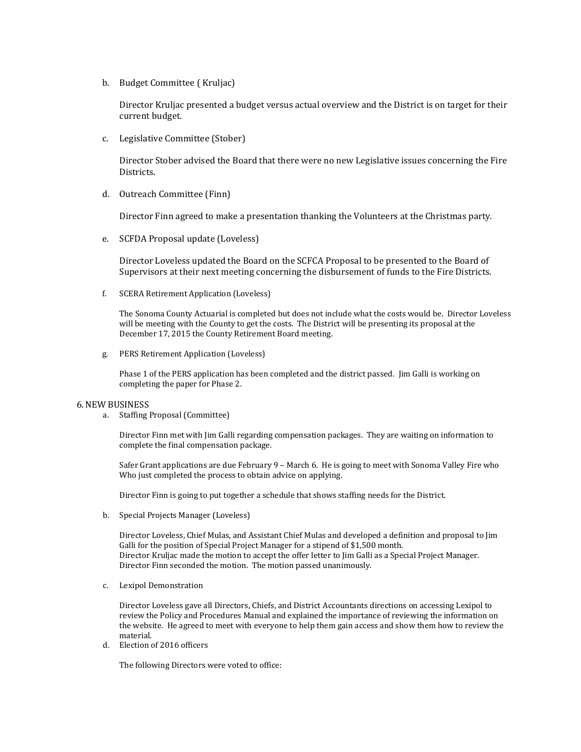b. Budget Committee ( Kruljac)

   Director Kruljac presented a budget versus actual overview and the District is on target for their current budget.

c. Legislative Committee (Stober)

   Director Stober advised the Board that there were no new Legislative issues concerning the Fire Districts.

d. Outreach Committee (Finn)

   Director Finn agreed to make a presentation thanking the Volunteers at the Christmas party.

e. SCFDA Proposal update (Loveless)

   Director Loveless updated the Board on the SCFCA Proposal to be presented to the Board of Supervisors at their next meeting concerning the disbursement of funds to the Fire Districts.

f. SCERA Retirement Application (Loveless)

   The Sonoma County Actuarial is completed but does not include what the costs would be. Director Loveless will be meeting with the County to get the costs. The District will be presenting its proposal at the December 17, 2015 the County Retirement Board meeting.

g. PERS Retirement Application (Loveless)

   Phase 1 of the PERS application has been completed and the district passed. Jim Galli is working on completing the paper for Phase 2.

6. NEW BUSINESS

a. Staffing Proposal (Committee)

   Director Finn met with Jim Galli regarding compensation packages. They are waiting on information to complete the final compensation package.

   Safer Grant applications are due February 9 – March 6. He is going to meet with Sonoma Valley Fire who Who just completed the process to obtain advice on applying.

   Director Finn is going to put together a schedule that shows staffing needs for the District.

b. Special Projects Manager (Loveless)

   Director Loveless, Chief Mulas, and Assistant Chief Mulas and developed a definition and proposal to Jim Galli for the position of Special Project Manager for a stipend of $1,500 month.
   Director Kruljac made the motion to accept the offer letter to Jim Galli as a Special Project Manager. Director Finn seconded the motion. The motion passed unanimously.

c. Lexipol Demonstration

   Director Loveless gave all Directors, Chiefs, and District Accountants directions on accessing Lexipol to review the Policy and Procedures Manual and explained the importance of reviewing the information on the website. He agreed to meet with everyone to help them gain access and show them how to review the material.

d. Election of 2016 officers

   The following Directors were voted to office: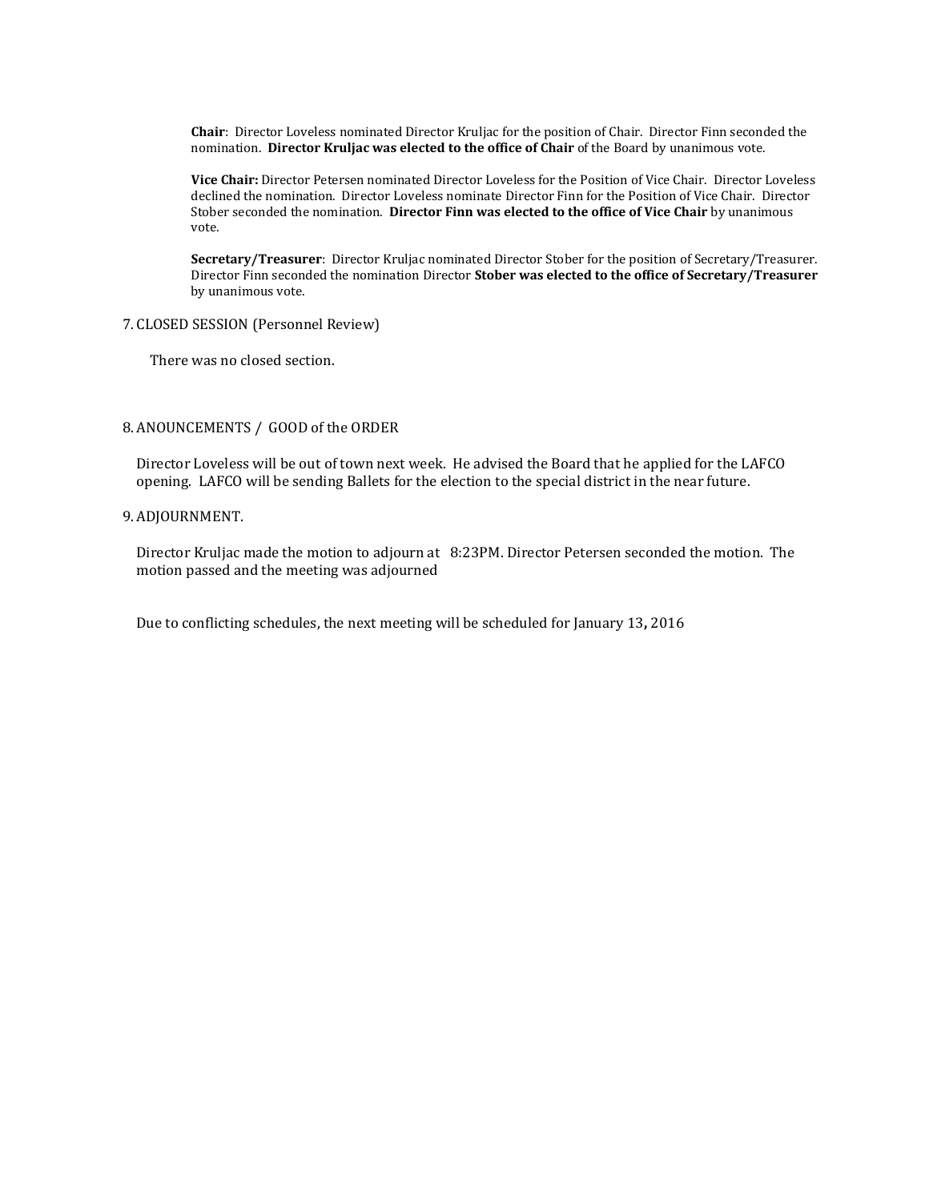**Chair**: Director Loveless nominated Director Kruljac for the position of Chair. Director Finn seconded the nomination. **Director Kruljac was elected to the office of Chair** of the Board by unanimous vote.

**Vice Chair:** Director Petersen nominated Director Loveless for the Position of Vice Chair. Director Loveless declined the nomination. Director Loveless nominate Director Finn for the Position of Vice Chair. Director Stober seconded the nomination. **Director Finn was elected to the office of Vice Chair** by unanimous vote.

**Secretary/Treasurer**: Director Kruljac nominated Director Stober for the position of Secretary/Treasurer. Director Finn seconded the nomination Director **Stober was elected to the office of Secretary/Treasurer** by unanimous vote.

7. CLOSED SESSION (Personnel Review)

There was no closed section.

8. ANOUNCEMENTS / GOOD of the ORDER

Director Loveless will be out of town next week. He advised the Board that he applied for the LAFCO opening. LAFCO will be sending Ballets for the election to the special district in the near future.

9. ADJOURNMENT.

Director Kruljac made the motion to adjourn at 8:23PM. Director Petersen seconded the motion. The motion passed and the meeting was adjourned

Due to conflicting schedules, the next meeting will be scheduled for January 13**,** 2016